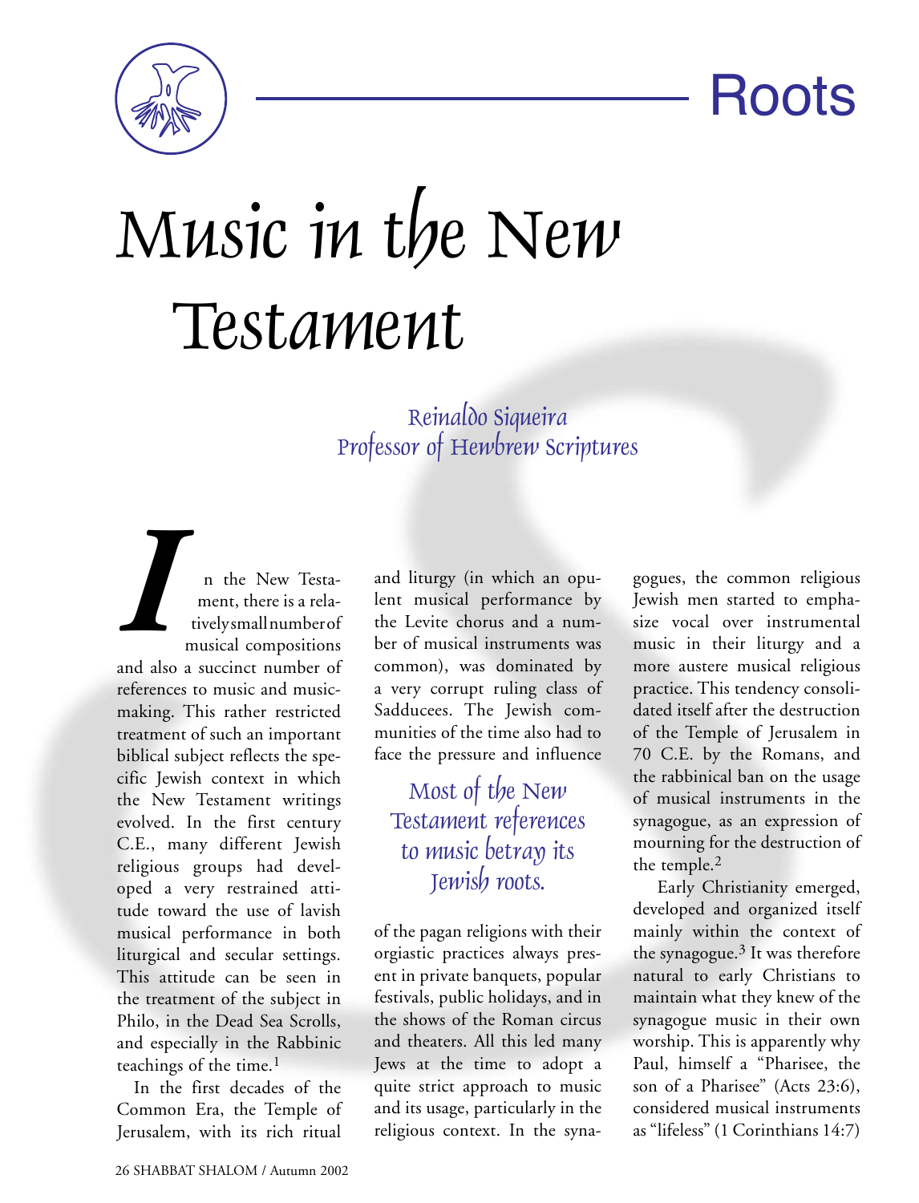Roots

# Music in the New Testament

Reinaldo Siqueira
Professor of Hewbrew Scriptures

In the New Testament, there is a relatively small number of musical compositions and also a succinct number of references to music and music-making. This rather restricted treatment of such an important biblical subject reflects the specific Jewish context in which the New Testament writings evolved. In the first century C.E., many different Jewish religious groups had developed a very restrained attitude toward the use of lavish musical performance in both liturgical and secular settings. This attitude can be seen in the treatment of the subject in Philo, in the Dead Sea Scrolls, and especially in the Rabbinic teachings of the time.[1]

In the first decades of the Common Era, the Temple of Jerusalem, with its rich ritual and liturgy (in which an opulent musical performance by the Levite chorus and a number of musical instruments was common), was dominated by a very corrupt ruling class of Sadducees. The Jewish communities of the time also had to face the pressure and influence of the pagan religions with their orgiastic practices always present in private banquets, popular festivals, public holidays, and in the shows of the Roman circus and theaters. All this led many Jews at the time to adopt a quite strict approach to music and its usage, particularly in the religious context. In the synagogues, the common religious Jewish men started to emphasize vocal over instrumental music in their liturgy and a more austere musical religious practice. This tendency consolidated itself after the destruction of the Temple of Jerusalem in 70 C.E. by the Romans, and the rabbinical ban on the usage of musical instruments in the synagogue, as an expression of mourning for the destruction of the temple.[2]

*Most of the New Testament references to music betray its Jewish roots.*

Early Christianity emerged, developed and organized itself mainly within the context of the synagogue.[3] It was therefore natural to early Christians to maintain what they knew of the synagogue music in their own worship. This is apparently why Paul, himself a "Pharisee, the son of a Pharisee" (Acts 23:6), considered musical instruments as "lifeless" (1 Corinthians 14:7)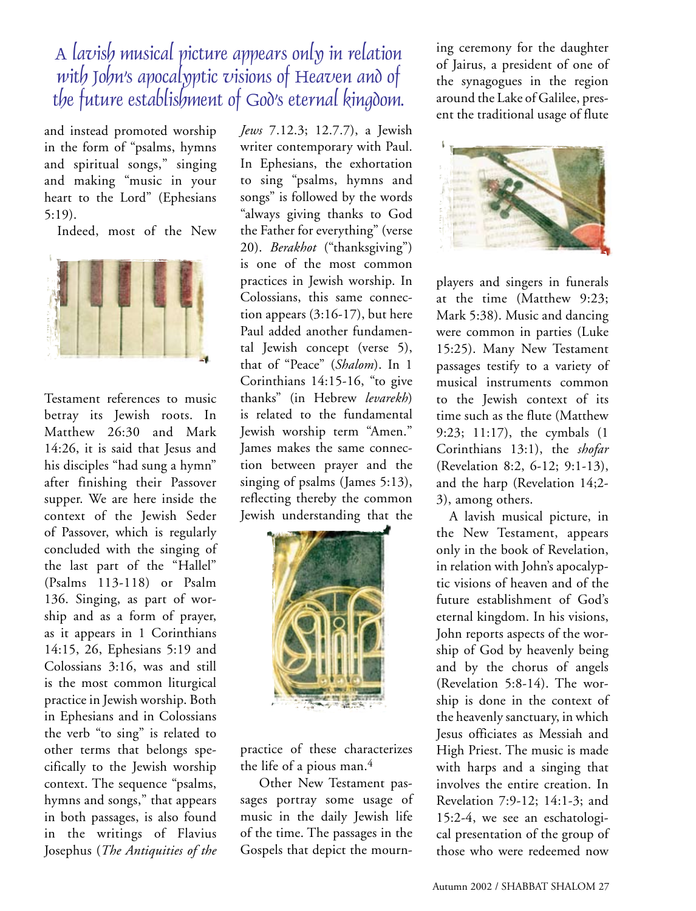*A lavish musical picture appears only in relation with John's apocalyptic visions of Heaven and of the future establishment of God's eternal kingdom.*

and instead promoted worship in the form of "psalms, hymns and spiritual songs," singing and making "music in your heart to the Lord" (Ephesians 5:19).

Indeed, most of the New Testament references to music betray its Jewish roots. In Matthew 26:30 and Mark 14:26, it is said that Jesus and his disciples "had sung a hymn" after finishing their Passover supper. We are here inside the context of the Jewish Seder of Passover, which is regularly concluded with the singing of the last part of the "Hallel" (Psalms 113-118) or Psalm 136. Singing, as part of worship and as a form of prayer, as it appears in 1 Corinthians 14:15, 26, Ephesians 5:19 and Colossians 3:16, was and still is the most common liturgical practice in Jewish worship. Both in Ephesians and in Colossians the verb "to sing" is related to other terms that belongs specifically to the Jewish worship context. The sequence "psalms, hymns and songs," that appears in both passages, is also found in the writings of Flavius Josephus (*The Antiquities of the Jews* 7.12.3; 12.7.7), a Jewish writer contemporary with Paul. In Ephesians, the exhortation to sing "psalms, hymns and songs" is followed by the words "always giving thanks to God the Father for everything" (verse 20). *Berakhot* ("thanksgiving") is one of the most common practices in Jewish worship. In Colossians, this same connection appears (3:16-17), but here Paul added another fundamental Jewish concept (verse 5), that of "Peace" (*Shalom*). In 1 Corinthians 14:15-16, "to give thanks" (in Hebrew *levarekh*) is related to the fundamental Jewish worship term "Amen." James makes the same connection between prayer and the singing of psalms (James 5:13), reflecting thereby the common Jewish understanding that the practice of these characterizes the life of a pious man.[4]

Other New Testament passages portray some usage of music in the daily Jewish life of the time. The passages in the Gospels that depict the mourning ceremony for the daughter of Jairus, a president of one of the synagogues in the region around the Lake of Galilee, present the traditional usage of flute players and singers in funerals at the time (Matthew 9:23; Mark 5:38). Music and dancing were common in parties (Luke 15:25). Many New Testament passages testify to a variety of musical instruments common to the Jewish context of its time such as the flute (Matthew 9:23; 11:17), the cymbals (1 Corinthians 13:1), the *shofar* (Revelation 8:2, 6-12; 9:1-13), and the harp (Revelation 14:2-3), among others.

A lavish musical picture, in the New Testament, appears only in the book of Revelation, in relation with John's apocalyptic visions of heaven and of the future establishment of God's eternal kingdom. In his visions, John reports aspects of the worship of God by heavenly being and by the chorus of angels (Revelation 5:8-14). The worship is done in the context of the heavenly sanctuary, in which Jesus officiates as Messiah and High Priest. The music is made with harps and a singing that involves the entire creation. In Revelation 7:9-12; 14:1-3; and 15:2-4, we see an eschatological presentation of the group of those who were redeemed now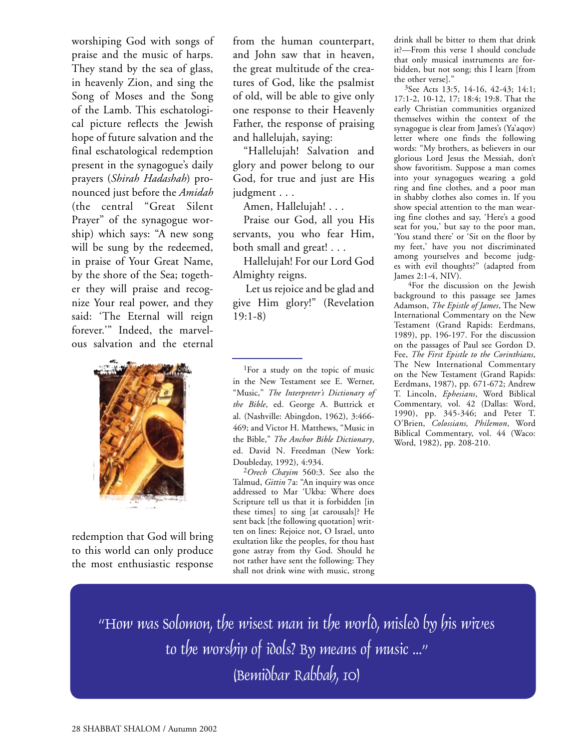worshiping God with songs of praise and the music of harps. They stand by the sea of glass, in heavenly Zion, and sing the Song of Moses and the Song of the Lamb. This eschatological picture reflects the Jewish hope of future salvation and the final eschatological redemption present in the synagogue's daily prayers (*Shirah Hadashah*) pronounced just before the *Amidah* (the central "Great Silent Prayer" of the synagogue worship) which says: "A new song will be sung by the redeemed, in praise of Your Great Name, by the shore of the Sea; together they will praise and recognize Your real power, and they said: 'The Eternal will reign forever.'" Indeed, the marvelous salvation and the eternal redemption that God will bring to this world can only produce the most enthusiastic response from the human counterpart, and John saw that in heaven, the great multitude of the creatures of God, like the psalmist of old, will be able to give only one response to their Heavenly Father, the response of praising and hallelujah, saying:

"Hallelujah! Salvation and glory and power belong to our God, for true and just are His judgment . . .

Amen, Hallelujah! . . .

Praise our God, all you His servants, you who fear Him, both small and great! . . .

Hallelujah! For our Lord God Almighty reigns.

Let us rejoice and be glad and give Him glory!" (Revelation 19:1-8)

---

[1]For a study on the topic of music in the New Testament see E. Werner, "Music," *The Interpreter's Dictionary of the Bible*, ed. George A. Buttrick et al. (Nashville: Abingdon, 1962), 3:466-469; and Victor H. Matthews, "Music in the Bible," *The Anchor Bible Dictionary*, ed. David N. Freedman (New York: Doubleday, 1992), 4:934.

[2]*Orech Chayim* 560:3. See also the Talmud, *Gittin* 7a: "An inquiry was once addressed to Mar 'Ukba: Where does Scripture tell us that it is forbidden [in these times] to sing [at carousals]? He sent back [the following quotation] written on lines: Rejoice not, O Israel, unto exultation like the peoples, for thou hast gone astray from thy God. Should he not rather have sent the following: They shall not drink wine with music, strong drink shall be bitter to them that drink it?—From this verse I should conclude that only musical instruments are forbidden, but not song; this I learn [from the other verse]."

[3]See Acts 13:5, 14-16, 42-43; 14:1; 17:1-2, 10-12, 17; 18:4; 19:8. That the early Christian communities organized themselves within the context of the synagogue is clear from James's (Ya'aqov) letter where one finds the following words: "My brothers, as believers in our glorious Lord Jesus the Messiah, don't show favoritism. Suppose a man comes into your synagogues wearing a gold ring and fine clothes, and a poor man in shabby clothes also comes in. If you show special attention to the man wearing fine clothes and say, 'Here's a good seat for you,' but say to the poor man, 'You stand there' or 'Sit on the floor by my feet,' have you not discriminated among yourselves and become judges with evil thoughts?" (adapted from James 2:1-4, NIV).

[4]For the discussion on the Jewish background to this passage see James Adamson, *The Epistle of James*, The New International Commentary on the New Testament (Grand Rapids: Eerdmans, 1989), pp. 196-197. For the discussion on the passages of Paul see Gordon D. Fee, *The First Epistle to the Corinthians*, The New International Commentary on the New Testament (Grand Rapids: Eerdmans, 1987), pp. 671-672; Andrew T. Lincoln, *Ephesians*, Word Biblical Commentary, vol. 42 (Dallas: Word, 1990), pp. 345-346; and Peter T. O'Brien, *Colossians, Philemon*, Word Biblical Commentary, vol. 44 (Waco: Word, 1982), pp. 208-210.

*"How was Solomon, the wisest man in the world, misled by his wives to the worship of idols? By means of music ..."*
*(Bemidbar Rabbah, 10)*